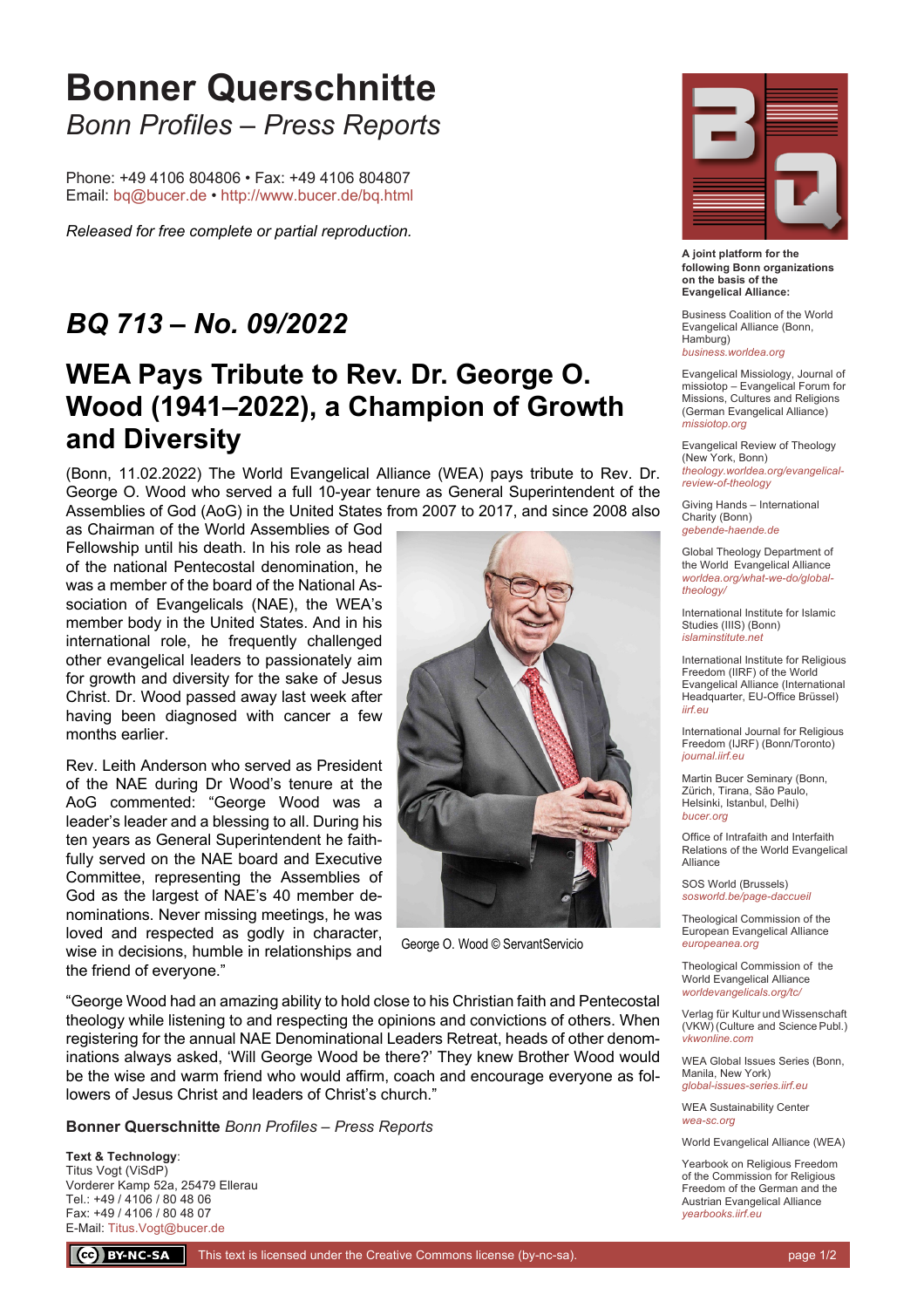# Bonner Querschnitte

*Bonn Profiles – Press Reports*

Phone: +49 4106 804806 • Fax: +49 4106 804807
Email: bq@bucer.de • http://www.bucer.de/bq.html

*Released for free complete or partial reproduction.*

## *BQ 713 – No. 09/2022*

## WEA Pays Tribute to Rev. Dr. George O. Wood (1941–2022), a Champion of Growth and Diversity

(Bonn, 11.02.2022) The World Evangelical Alliance (WEA) pays tribute to Rev. Dr. George O. Wood who served a full 10-year tenure as General Superintendent of the Assemblies of God (AoG) in the United States from 2007 to 2017, and since 2008 also as Chairman of the World Assemblies of God Fellowship until his death. In his role as head of the national Pentecostal denomination, he was a member of the board of the National Association of Evangelicals (NAE), the WEA's member body in the United States. And in his international role, he frequently challenged other evangelical leaders to passionately aim for growth and diversity for the sake of Jesus Christ. Dr. Wood passed away last week after having been diagnosed with cancer a few months earlier.

George O. Wood © ServantServicio

Rev. Leith Anderson who served as President of the NAE during Dr Wood's tenure at the AoG commented: "George Wood was a leader's leader and a blessing to all. During his ten years as General Superintendent he faithfully served on the NAE board and Executive Committee, representing the Assemblies of God as the largest of NAE's 40 member denominations. Never missing meetings, he was loved and respected as godly in character, wise in decisions, humble in relationships and the friend of everyone."

"George Wood had an amazing ability to hold close to his Christian faith and Pentecostal theology while listening to and respecting the opinions and convictions of others. When registering for the annual NAE Denominational Leaders Retreat, heads of other denominations always asked, 'Will George Wood be there?' They knew Brother Wood would be the wise and warm friend who would affirm, coach and encourage everyone as followers of Jesus Christ and leaders of Christ's church."

**Bonner Querschnitte** *Bonn Profiles – Press Reports*

**Text & Technology**:
Titus Vogt (ViSdP)
Vorderer Kamp 52a, 25479 Ellerau
Tel.: +49 / 4106 / 80 48 06
Fax: +49 / 4106 / 80 48 07
E-Mail: Titus.Vogt@bucer.de

**A joint platform for the following Bonn organizations on the basis of the Evangelical Alliance:**

Business Coalition of the World Evangelical Alliance (Bonn, Hamburg)
*business.worldea.org*

Evangelical Missiology, Journal of missiotop – Evangelical Forum for Missions, Cultures and Religions (German Evangelical Alliance)
*missiotop.org*

Evangelical Review of Theology (New York, Bonn)
*theology.worldea.org/evangelical-review-of-theology*

Giving Hands – International Charity (Bonn)
*gebende-haende.de*

Global Theology Department of the World Evangelical Alliance
*worldea.org/what-we-do/global-theology/*

International Institute for Islamic Studies (IIIS) (Bonn)
*islaminstitute.net*

International Institute for Religious Freedom (IIRF) of the World Evangelical Alliance (International Headquarter, EU-Office Brüssel)
*iirf.eu*

International Journal for Religious Freedom (IJRF) (Bonn/Toronto)
*journal.iirf.eu*

Martin Bucer Seminary (Bonn, Zürich, Tirana, São Paulo, Helsinki, Istanbul, Delhi)
*bucer.org*

Office of Intrafaith and Interfaith Relations of the World Evangelical Alliance

SOS World (Brussels)
*sosworld.be/page-daccueil*

Theological Commission of the European Evangelical Alliance
*europeanea.org*

Theological Commission of the World Evangelical Alliance
*worldevangelicals.org/tc/*

Verlag für Kultur und Wissenschaft (VKW) (Culture and Science Publ.)
*vkwonline.com*

WEA Global Issues Series (Bonn, Manila, New York)
*global-issues-series.iirf.eu*

WEA Sustainability Center
*wea-sc.org*

World Evangelical Alliance (WEA)

Yearbook on Religious Freedom of the Commission for Religious Freedom of the German and the Austrian Evangelical Alliance
*yearbooks.iirf.eu*

This text is licensed under the Creative Commons license (by-nc-sa).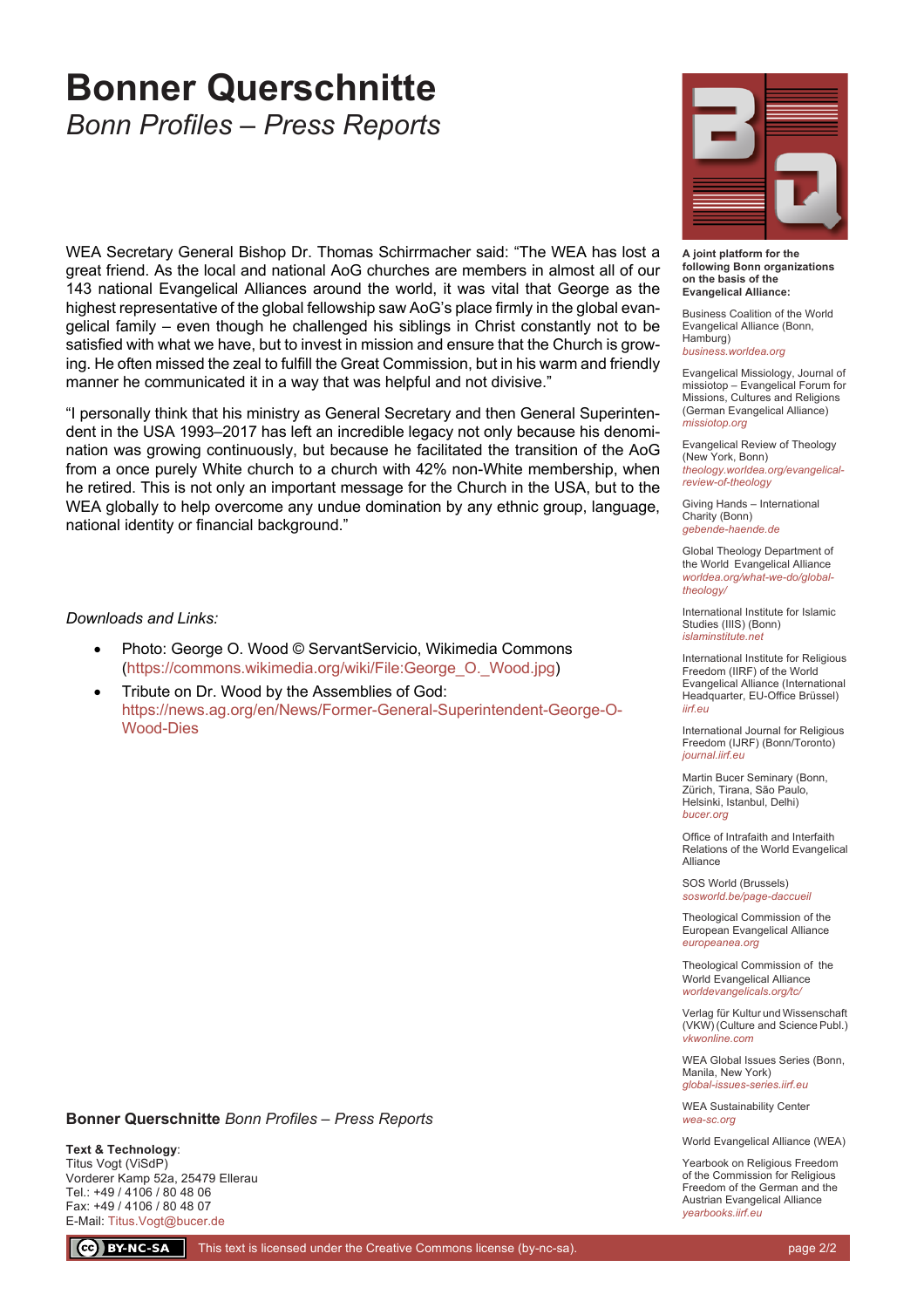# Bonner Querschnitte

*Bonn Profiles – Press Reports*

WEA Secretary General Bishop Dr. Thomas Schirrmacher said: "The WEA has lost a great friend. As the local and national AoG churches are members in almost all of our 143 national Evangelical Alliances around the world, it was vital that George as the highest representative of the global fellowship saw AoG's place firmly in the global evangelical family – even though he challenged his siblings in Christ constantly not to be satisfied with what we have, but to invest in mission and ensure that the Church is growing. He often missed the zeal to fulfill the Great Commission, but in his warm and friendly manner he communicated it in a way that was helpful and not divisive."

"I personally think that his ministry as General Secretary and then General Superintendent in the USA 1993–2017 has left an incredible legacy not only because his denomination was growing continuously, but because he facilitated the transition of the AoG from a once purely White church to a church with 42% non-White membership, when he retired. This is not only an important message for the Church in the USA, but to the WEA globally to help overcome any undue domination by any ethnic group, language, national identity or financial background."

*Downloads and Links:*

- Photo: George O. Wood © ServantServicio, Wikimedia Commons (https://commons.wikimedia.org/wiki/File:George_O._Wood.jpg)
- Tribute on Dr. Wood by the Assemblies of God: https://news.ag.org/en/News/Former-General-Superintendent-George-O-Wood-Dies

**A joint platform for the following Bonn organizations on the basis of the Evangelical Alliance:**

Business Coalition of the World Evangelical Alliance (Bonn, Hamburg)
*business.worldea.org*

Evangelical Missiology, Journal of missiotop – Evangelical Forum for Missions, Cultures and Religions (German Evangelical Alliance)
*missiotop.org*

Evangelical Review of Theology (New York, Bonn)
*theology.worldea.org/evangelical-review-of-theology*

Giving Hands – International Charity (Bonn)
*gebende-haende.de*

Global Theology Department of the World Evangelical Alliance
*worldea.org/what-we-do/global-theology/*

International Institute for Islamic Studies (IIIS) (Bonn)
*islaminstitute.net*

International Institute for Religious Freedom (IIRF) of the World Evangelical Alliance (International Headquarter, EU-Office Brüssel)
*iirf.eu*

International Journal for Religious Freedom (IJRF) (Bonn/Toronto)
*journal.iirf.eu*

Martin Bucer Seminary (Bonn, Zürich, Tirana, São Paulo, Helsinki, Istanbul, Delhi)
*bucer.org*

Office of Intrafaith and Interfaith Relations of the World Evangelical Alliance

SOS World (Brussels)
*sosworld.be/page-daccueil*

Theological Commission of the European Evangelical Alliance
*europeanea.org*

Theological Commission of the World Evangelical Alliance
*worldevangelicals.org/tc/*

Verlag für Kultur und Wissenschaft (VKW) (Culture and Science Publ.)
*vkwonline.com*

WEA Global Issues Series (Bonn, Manila, New York)
*global-issues-series.iirf.eu*

WEA Sustainability Center
*wea-sc.org*

World Evangelical Alliance (WEA)

Yearbook on Religious Freedom of the Commission for Religious Freedom of the German and the Austrian Evangelical Alliance
*yearbooks.iirf.eu*

**Bonner Querschnitte** *Bonn Profiles – Press Reports*

**Text & Technology**:
Titus Vogt (ViSdP)
Vorderer Kamp 52a, 25479 Ellerau
Tel.: +49 / 4106 / 80 48 06
Fax: +49 / 4106 / 80 48 07
E-Mail: Titus.Vogt@bucer.de

BY-NC-SA This text is licensed under the Creative Commons license (by-nc-sa).